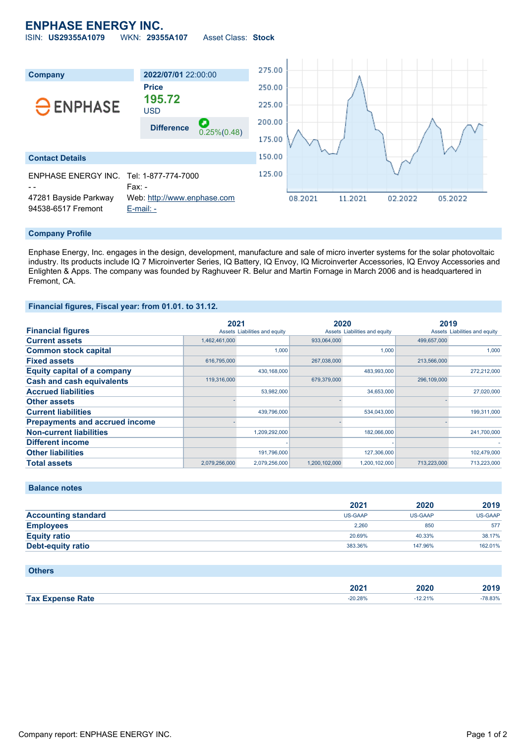# ENPHASE ENERGY INC.

ISIN: **US29355A1079** WKN: **29355A107** Asset Class: **Stock**

| Company | 2022/07/01 22:00:00 |
|---|---|
| ENPHASE | **Price** 195.72 USD |
| | **Difference** 0.25%(0.48) |

## Contact Details

ENPHASE ENERGY INC.
- -
47281 Bayside Parkway
94538-6517 Fremont

Tel: 1-877-774-7000
Fax: -
Web: http://www.enphase.com
E-mail: -

## Company Profile

Enphase Energy, Inc. engages in the design, development, manufacture and sale of micro inverter systems for the solar photovoltaic industry. Its products include IQ 7 Microinverter Series, IQ Battery, IQ Envoy, IQ Microinverter Accessories, IQ Envoy Accessories and Enlighten & Apps. The company was founded by Raghuveer R. Belur and Martin Fornage in March 2006 and is headquartered in Fremont, CA.

## Financial figures, Fiscal year: from 01.01. to 31.12.

| Financial figures | 2021 Assets | 2021 Liabilities and equity | 2020 Assets | 2020 Liabilities and equity | 2019 Assets | 2019 Liabilities and equity |
|---|---|---|---|---|---|---|
| **Current assets** | 1,462,461,000 | | 933,064,000 | | 499,657,000 | |
| **Common stock capital** | | 1,000 | | 1,000 | | 1,000 |
| **Fixed assets** | 616,795,000 | | 267,038,000 | | 213,566,000 | |
| **Equity capital of a company** | | 430,168,000 | | 483,993,000 | | 272,212,000 |
| **Cash and cash equivalents** | 119,316,000 | | 679,379,000 | | 296,109,000 | |
| **Accrued liabilities** | | 53,982,000 | | 34,653,000 | | 27,020,000 |
| **Other assets** | - | | - | | - | |
| **Current liabilities** | | 439,796,000 | | 534,043,000 | | 199,311,000 |
| **Prepayments and accrued income** | - | | - | | - | |
| **Non-current liabilities** | | 1,209,292,000 | | 182,066,000 | | 241,700,000 |
| **Different income** | | - | | - | | - |
| **Other liabilities** | | 191,796,000 | | 127,306,000 | | 102,479,000 |
| **Total assets** | 2,079,256,000 | 2,079,256,000 | 1,200,102,000 | 1,200,102,000 | 713,223,000 | 713,223,000 |

## Balance notes

| | 2021 | 2020 | 2019 |
|---|---|---|---|
| **Accounting standard** | US-GAAP | US-GAAP | US-GAAP |
| **Employees** | 2,260 | 850 | 577 |
| **Equity ratio** | 20.69% | 40.33% | 38.17% |
| **Debt-equity ratio** | 383.36% | 147.96% | 162.01% |

## Others

| | 2021 | 2020 | 2019 |
|---|---|---|---|
| **Tax Expense Rate** | -20.28% | -12.21% | -78.83% |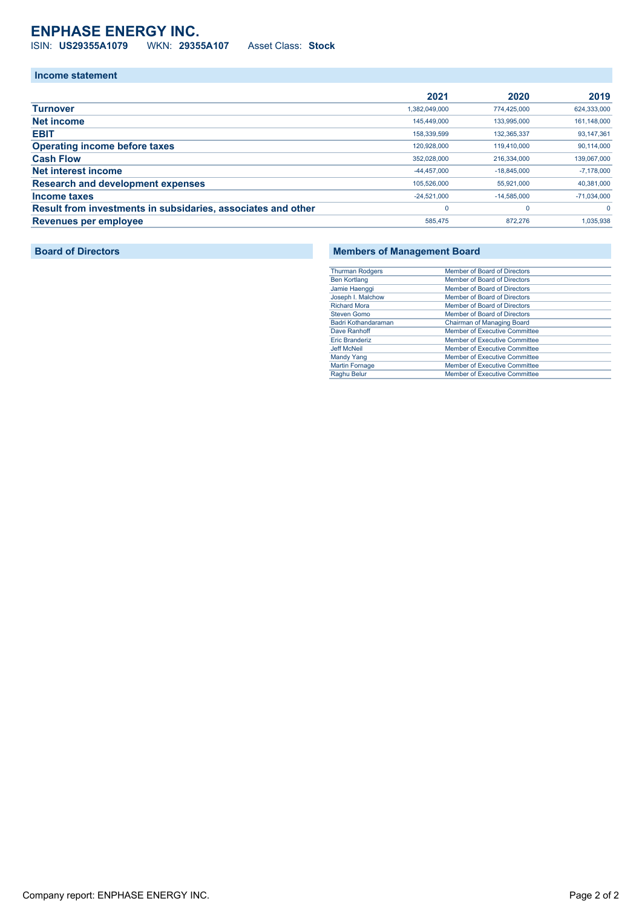# ENPHASE ENERGY INC.

ISIN: **US29355A1079** WKN: **29355A107** Asset Class: **Stock**

## Income statement

| | 2021 | 2020 | 2019 |
|---|---|---|---|
| **Turnover** | 1,382,049,000 | 774,425,000 | 624,333,000 |
| **Net income** | 145,449,000 | 133,995,000 | 161,148,000 |
| **EBIT** | 158,339,599 | 132,365,337 | 93,147,361 |
| **Operating income before taxes** | 120,928,000 | 119,410,000 | 90,114,000 |
| **Cash Flow** | 352,028,000 | 216,334,000 | 139,067,000 |
| **Net interest income** | -44,457,000 | -18,845,000 | -7,178,000 |
| **Research and development expenses** | 105,526,000 | 55,921,000 | 40,381,000 |
| **Income taxes** | -24,521,000 | -14,585,000 | -71,034,000 |
| **Result from investments in subsidaries, associates and other** | 0 | 0 | 0 |
| **Revenues per employee** | 585,475 | 872,276 | 1,035,938 |

## Board of Directors

## Members of Management Board

| | |
|---|---|
| Thurman Rodgers | Member of Board of Directors |
| Ben Kortlang | Member of Board of Directors |
| Jamie Haenggi | Member of Board of Directors |
| Joseph I. Malchow | Member of Board of Directors |
| Richard Mora | Member of Board of Directors |
| Steven Gomo | Member of Board of Directors |
| Badri Kothandaraman | Chairman of Managing Board |
| Dave Ranhoff | Member of Executive Committee |
| Eric Branderiz | Member of Executive Committee |
| Jeff McNeil | Member of Executive Committee |
| Mandy Yang | Member of Executive Committee |
| Martin Fornage | Member of Executive Committee |
| Raghu Belur | Member of Executive Committee |